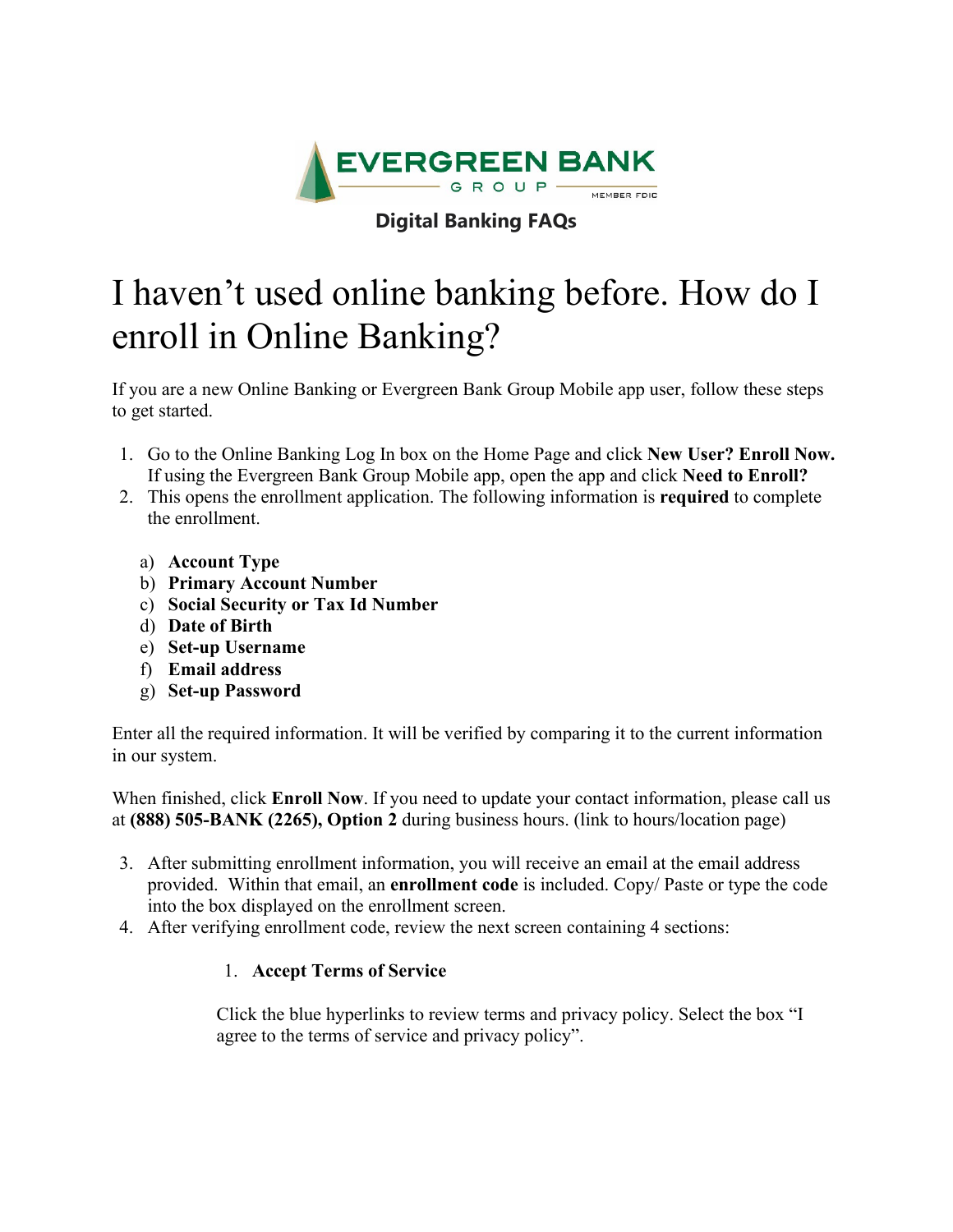EVERGREEN BANK GROUP

MEMBER FDIC

**Digital Banking FAQs**

# I haven't used online banking before. How do I enroll in Online Banking?

If you are a new Online Banking or Evergreen Bank Group Mobile app user, follow these steps to get started.

1. Go to the Online Banking Log In box on the Home Page and click **New User? Enroll Now.** If using the Evergreen Bank Group Mobile app, open the app and click **Need to Enroll?**
2. This opens the enrollment application. The following information is **required** to complete the enrollment.

    a) **Account Type**
    b) **Primary Account Number**
    c) **Social Security or Tax Id Number**
    d) **Date of Birth**
    e) **Set-up Username**
    f) **Email address**
    g) **Set-up Password**

Enter all the required information. It will be verified by comparing it to the current information in our system.

When finished, click **Enroll Now**. If you need to update your contact information, please call us at **(888) 505-BANK (2265), Option 2** during business hours. (link to hours/location page)

3. After submitting enrollment information, you will receive an email at the email address provided. Within that email, an **enrollment code** is included. Copy/ Paste or type the code into the box displayed on the enrollment screen.
4. After verifying enrollment code, review the next screen containing 4 sections:

    1. **Accept Terms of Service**

    Click the blue hyperlinks to review terms and privacy policy. Select the box "I agree to the terms of service and privacy policy".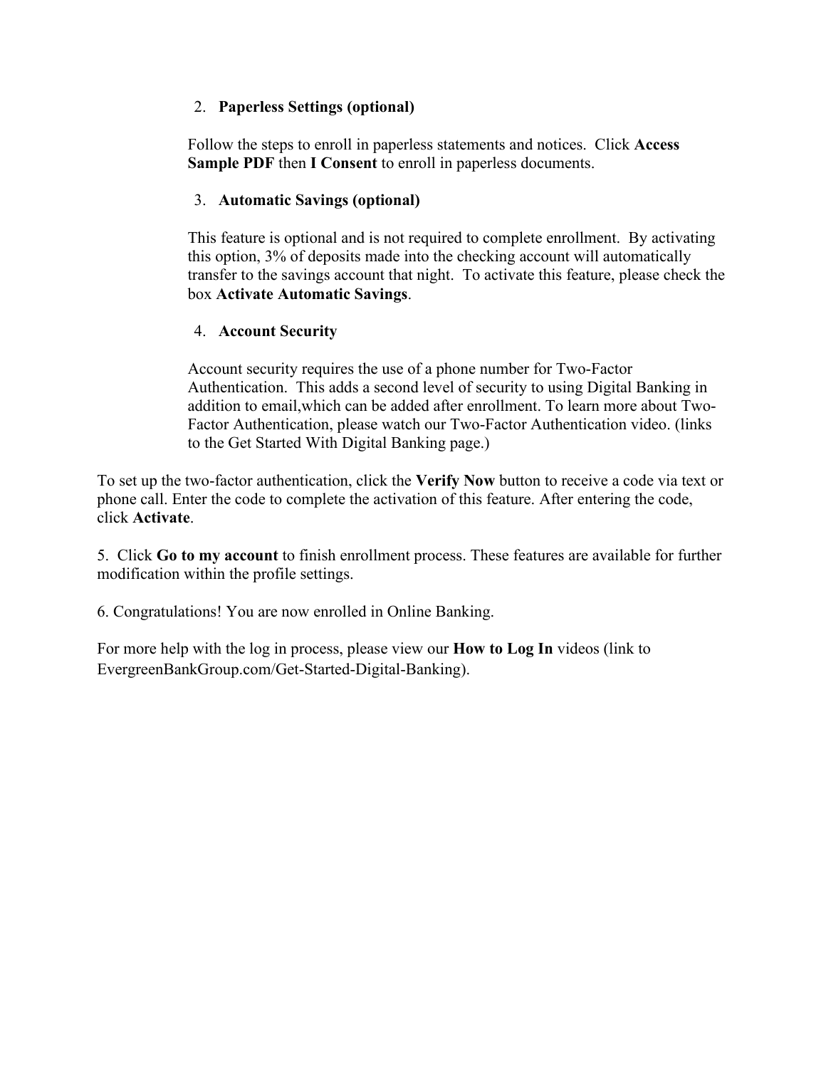2. **Paperless Settings (optional)**

   Follow the steps to enroll in paperless statements and notices. Click **Access Sample PDF** then **I Consent** to enroll in paperless documents.

3. **Automatic Savings (optional)**

   This feature is optional and is not required to complete enrollment. By activating this option, 3% of deposits made into the checking account will automatically transfer to the savings account that night. To activate this feature, please check the box **Activate Automatic Savings**.

4. **Account Security**

   Account security requires the use of a phone number for Two-Factor Authentication. This adds a second level of security to using Digital Banking in addition to email,which can be added after enrollment. To learn more about Two-Factor Authentication, please watch our Two-Factor Authentication video. (links to the Get Started With Digital Banking page.)

To set up the two-factor authentication, click the **Verify Now** button to receive a code via text or phone call. Enter the code to complete the activation of this feature. After entering the code, click **Activate**.

5. Click **Go to my account** to finish enrollment process. These features are available for further modification within the profile settings.

6. Congratulations! You are now enrolled in Online Banking.

For more help with the log in process, please view our **How to Log In** videos (link to EvergreenBankGroup.com/Get-Started-Digital-Banking).